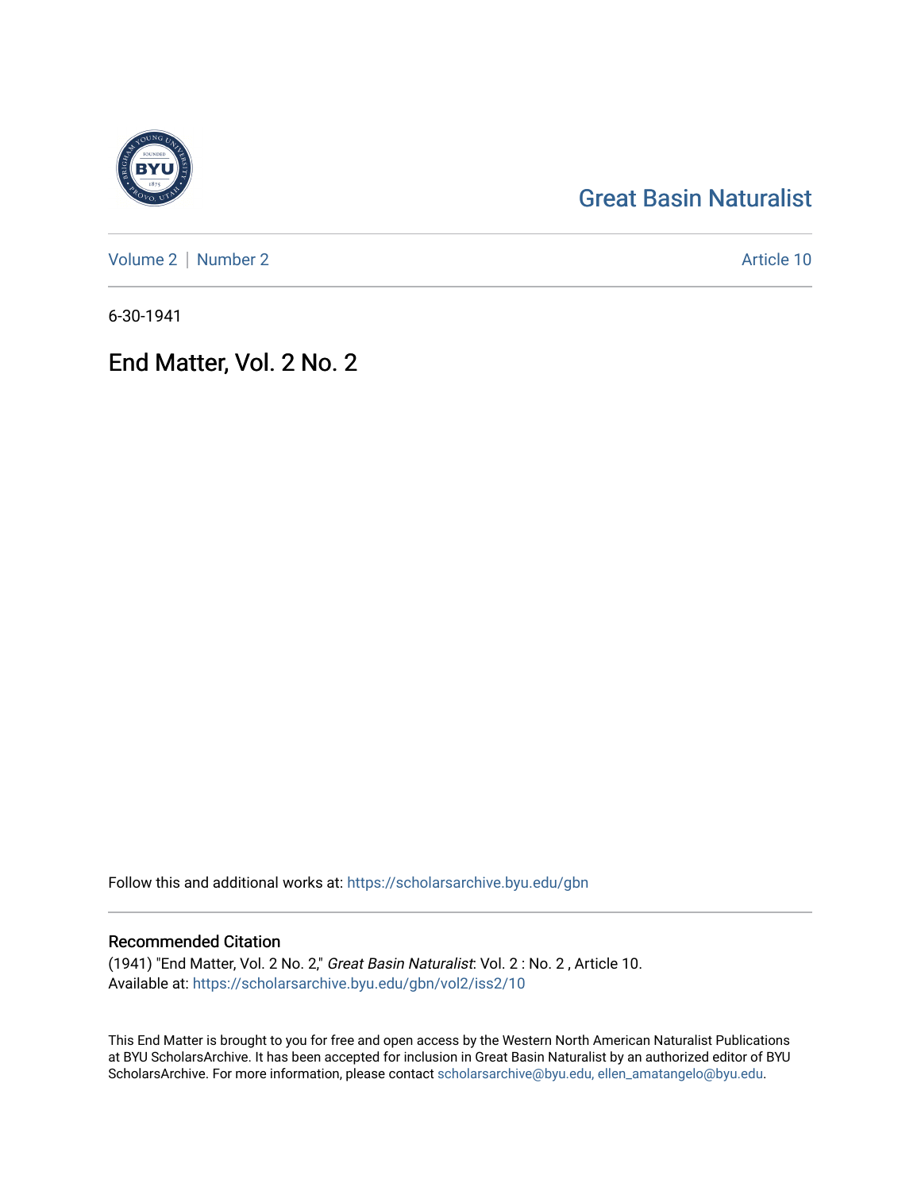Great Basin Naturalist

Volume 2 | Number 2 | Article 10

6-30-1941

# End Matter, Vol. 2 No. 2

Follow this and additional works at: https://scholarsarchive.byu.edu/gbn

## Recommended Citation

(1941) "End Matter, Vol. 2 No. 2," *Great Basin Naturalist*: Vol. 2 : No. 2 , Article 10.
Available at: https://scholarsarchive.byu.edu/gbn/vol2/iss2/10

This End Matter is brought to you for free and open access by the Western North American Naturalist Publications at BYU ScholarsArchive. It has been accepted for inclusion in Great Basin Naturalist by an authorized editor of BYU ScholarsArchive. For more information, please contact scholarsarchive@byu.edu, ellen_amatangelo@byu.edu.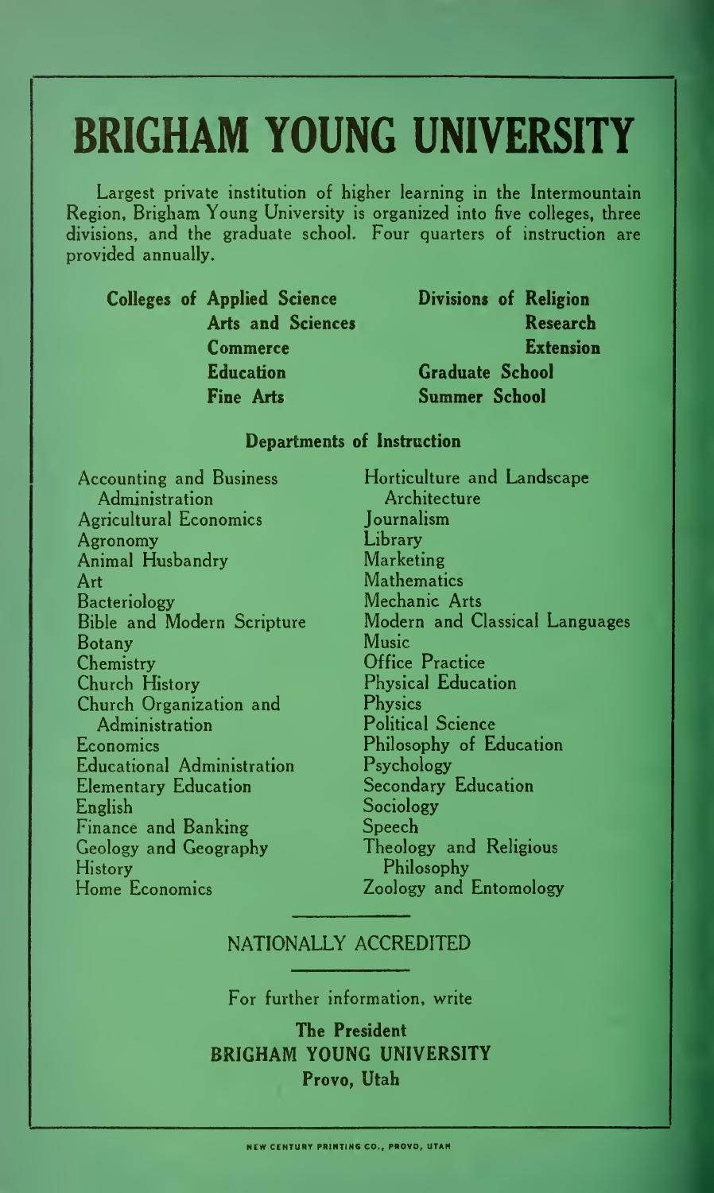# BRIGHAM YOUNG UNIVERSITY

Largest private institution of higher learning in the Intermountain Region, Brigham Young University is organized into five colleges, three divisions, and the graduate school. Four quarters of instruction are provided annually.

**Colleges of Applied Science**
**Arts and Sciences**
**Commerce**
**Education**
**Fine Arts**

**Divisions of Religion**
**Research**
**Extension**
**Graduate School**
**Summer School**

**Departments of Instruction**

Accounting and Business Administration
Agricultural Economics
Agronomy
Animal Husbandry
Art
Bacteriology
Bible and Modern Scripture
Botany
Chemistry
Church History
Church Organization and Administration
Economics
Educational Administration
Elementary Education
English
Finance and Banking
Geology and Geography
History
Home Economics
Horticulture and Landscape Architecture
Journalism
Library
Marketing
Mathematics
Mechanic Arts
Modern and Classical Languages
Music
Office Practice
Physical Education
Physics
Political Science
Philosophy of Education
Psychology
Secondary Education
Sociology
Speech
Theology and Religious Philosophy
Zoology and Entomology

NATIONALLY ACCREDITED

For further information, write

**The President**
**BRIGHAM YOUNG UNIVERSITY**
**Provo, Utah**

NEW CENTURY PRINTING CO., PROVO, UTAH